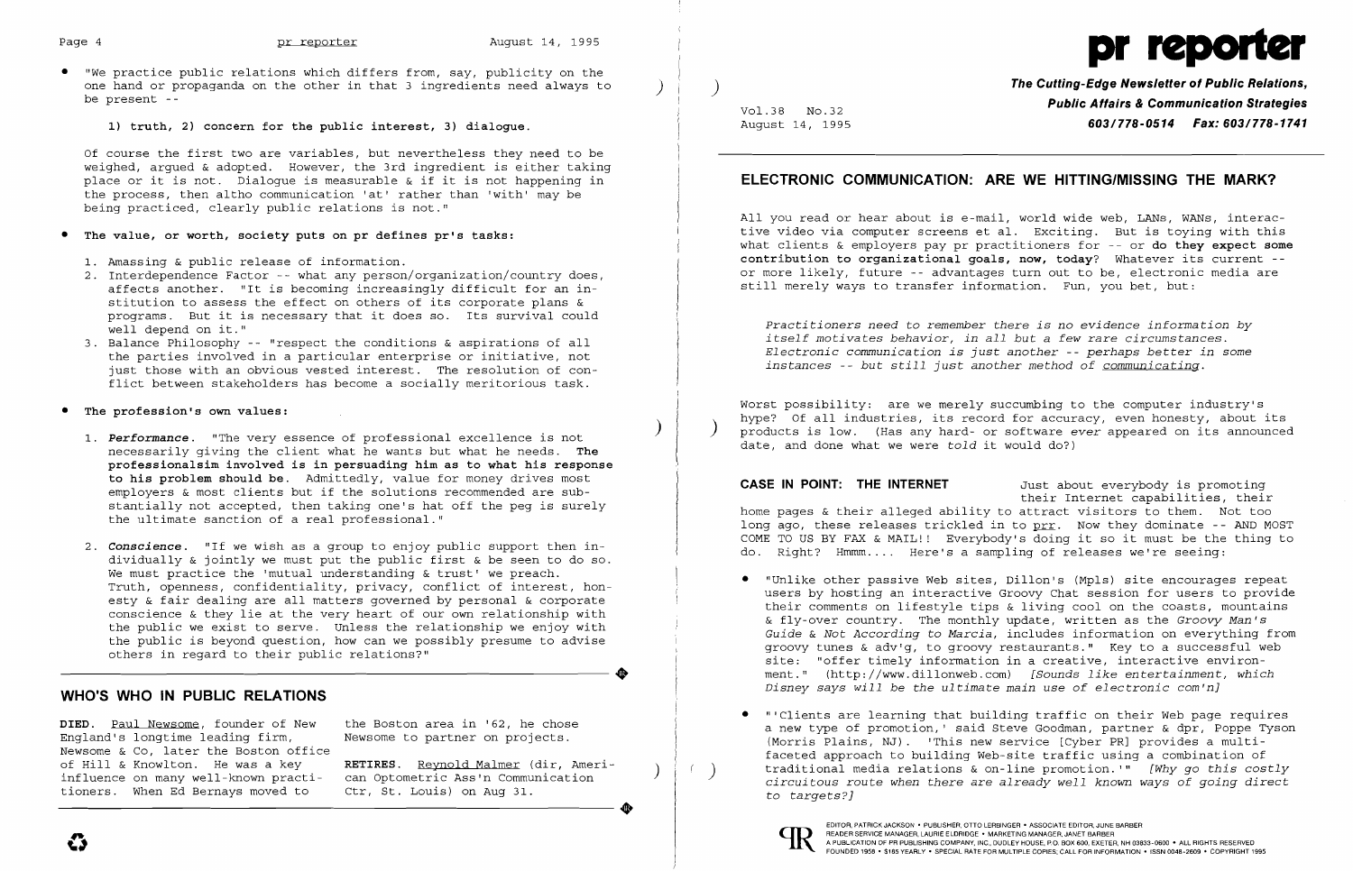- "We practice public relations which differs from, say, publicity on the one hand or propaganda on the other in that 3 ingredients need always to be present --

  **1) truth, 2) concern for the public interest, 3) dialogue.**

  Of course the first two are variables, but nevertheless they need to be weighed, argued & adopted. However, the 3rd ingredient is either taking place or it is not. Dialogue is measurable & if it is not happening in the process, then altho communication 'at' rather than 'with' may be being practiced, clearly public relations is not."

- **The value, or worth, society puts on pr defines pr's tasks:**

  1. Amassing & public release of information.
  2. Interdependence Factor -- what any person/organization/country does, affects another. "It is becoming increasingly difficult for an institution to assess the effect on others of its corporate plans & programs. But it is necessary that it does so. Its survival could well depend on it."
  3. Balance Philosophy -- "respect the conditions & aspirations of all the parties involved in a particular enterprise or initiative, not just those with an obvious vested interest. The resolution of conflict between stakeholders has become a socially meritorious task.

- **The profession's own values:**

  1. ***Performance***. "The very essence of professional excellence is not necessarily giving the client what he wants but what he needs. **The professionalsim involved is in persuading him as to what his response to his problem should be**. Admittedly, value for money drives most employers & most clients but if the solutions recommended are substantially not accepted, then taking one's hat off the peg is surely the ultimate sanction of a real professional."
  2. ***Conscience***. "If we wish as a group to enjoy public support then individually & jointly we must put the public first & be seen to do so. We must practice the 'mutual understanding & trust' we preach. Truth, openness, confidentiality, privacy, conflict of interest, honesty & fair dealing are all matters governed by personal & corporate conscience & they lie at the very heart of our own relationship with the public we exist to serve. Unless the relationship we enjoy with the public is beyond question, how can we possibly presume to advise others in regard to their public relations?"

## WHO'S WHO IN PUBLIC RELATIONS

**DIED.** Paul Newsome, founder of New England's longtime leading firm, Newsome & Co, later the Boston office of Hill & Knowlton. He was a key influence on many well-known practitioners. When Ed Bernays moved to the Boston area in '62, he chose Newsome to partner on projects.

**RETIRES.** Reynold Malmer (dir, American Optometric Ass'n Communication Ctr, St. Louis) on Aug 31.

# pr reporter

**The Cutting-Edge Newsletter of Public Relations, Public Affairs & Communication Strategies**
**603/778-0514 Fax: 603/778-1741**

Vol.38 No.32
August 14, 1995

## ELECTRONIC COMMUNICATION: ARE WE HITTING/MISSING THE MARK?

All you read or hear about is e-mail, world wide web, LANs, WANs, interactive video via computer screens et al. Exciting. But is toying with this what clients & employers pay pr practitioners for -- or **do they expect some contribution to organizational goals, now, today**? Whatever its current -- or more likely, future -- advantages turn out to be, electronic media are still merely ways to transfer information. Fun, you bet, but:

*Practitioners need to remember there is no evidence information by itself motivates behavior, in all but a few rare circumstances. Electronic communication is just another -- perhaps better in some instances -- but still just another method of communicating.*

Worst possibility: are we merely succumbing to the computer industry's hype? Of all industries, its record for accuracy, even honesty, about its products is low. (Has any hard- or software *ever* appeared on its announced date, and done what we were *told* it would do?)

**CASE IN POINT: THE INTERNET** Just about everybody is promoting their Internet capabilities, their home pages & their alleged ability to attract visitors to them. Not too long ago, these releases trickled in to prr. Now they dominate -- AND MOST COME TO US BY FAX & MAIL!! Everybody's doing it so it must be the thing to do. Right? Hmmm.... Here's a sampling of releases we're seeing:

- "Unlike other passive Web sites, Dillon's (Mpls) site encourages repeat users by hosting an interactive Groovy Chat session for users to provide their comments on lifestyle tips & living cool on the coasts, mountains & fly-over country. The monthly update, written as the *Groovy Man's Guide & Not According to Marcia*, includes information on everything from groovy tunes & adv'g, to groovy restaurants." Key to a successful web site: "offer timely information in a creative, interactive environment." (http://www.dillonweb.com) *[Sounds like entertainment, which Disney says will be the ultimate main use of electronic com'n]*

- "'Clients are learning that building traffic on their Web page requires a new type of promotion,' said Steve Goodman, partner & dpr, Poppe Tyson (Morris Plains, NJ). 'This new service [Cyber PR] provides a multifaceted approach to building Web-site traffic using a combination of traditional media relations & on-line promotion.'" *[Why go this costly circuitous route when there are already well known ways of going direct to targets?]*

EDITOR, PATRICK JACKSON • PUBLISHER, OTTO LERBINGER • ASSOCIATE EDITOR, JUNE BARBER
READER SERVICE MANAGER, LAURIE ELDRIDGE • MARKETING MANAGER, JANET BARBER
A PUBLICATION OF PR PUBLISHING COMPANY, INC., DUDLEY HOUSE, P.O. BOX 600, EXETER, NH 03833-0600 • ALL RIGHTS RESERVED
FOUNDED 1958 • $185 YEARLY • SPECIAL RATE FOR MULTIPLE COPIES; CALL FOR INFORMATION • ISSN 0048-2609 • COPYRIGHT 1995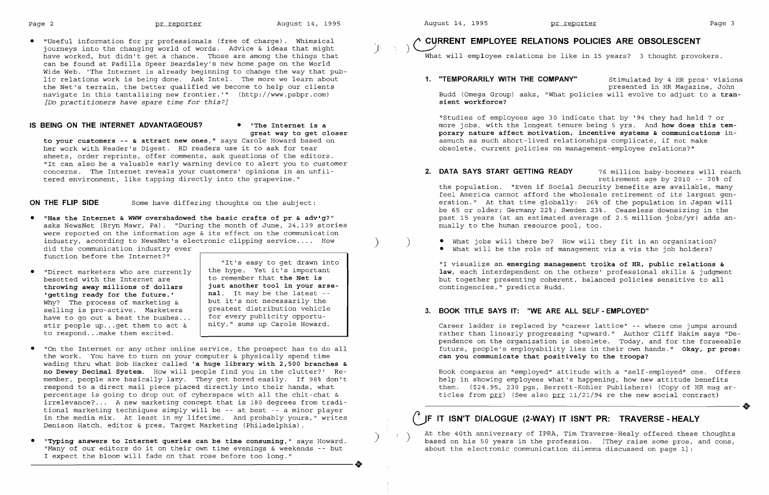- "Useful information for pr professionals (free of charge). Whimsical journeys into the changing world of words. Advice & ideas that might have worked, but didn't get a chance. Those are among the things that can be found at Padilla Speer Beardsley's new home page on the World Wide Web. 'The Internet is already beginning to change the way that public relations work is being done. Ask Intel. The more we learn about the Net's terrain, the better qualified we become to help our clients navigate in this tantalizing new frontier.'" (http://www.psbpr.com) *[Do practitioners have spare time for this?]*

## IS BEING ON THE INTERNET ADVANTAGEOUS?

- **"The Internet is a great way to get closer to your customers -- & attract new ones,"** says Carole Howard based on her work with Reader's Digest. RD readers use it to ask for tear sheets, order reprints, offer comments, ask questions of the editors. "It can also be a valuable early warning device to alert you to customer concerns. The Internet reveals your customers' opinions in an unfiltered environment, like tapping directly into the grapevine."

## ON THE FLIP SIDE

Some have differing thoughts on the subject:

- **"Has the Internet & WWW overshadowed the basic crafts of pr & adv'g?"** asks NewsNet (Bryn Mawr, Pa). "During the month of June, 24,139 stories were reported on the information age & its effect on the communication industry, according to NewsNet's electronic clipping service.... How did the communication industry ever function before the Internet?"

- "Direct marketers who are currently besotted with the Internet are **throwing away millions of dollars 'getting ready for the future.'** Why? The process of marketing & selling is pro-active. Marketers have to go out & beat the bushes... stir people up...get them to act & to respond...make them excited.

> "It's easy to get drawn into the hype. Yet it's important to remember that **the Net is just another tool in your arsenal**. It may be the latest -- but it's not necessarily the greatest distribution vehicle for every publicity opportunity," sums up Carole Howard.

- "On the Internet or any other online service, the prospect has to do all the work. You have to turn on your computer & physically spend time wading thru what Bob Hacker called **'a huge library with 2,500 branches & no Dewey Decimal System.** How will people find you in the clutter?' Remember, people are basically lazy. They get bored easily. If 98% don't respond to a direct mail piece placed directly into their hands, what percentage is going to drop out of cyberspace with all the chit-chat & irrelevance?... A new marketing concept that is 180 degrees from traditional marketing techniques simply will be -- at best -- a minor player in the media mix. At least in my lifetime. And probably yours," writes Denison Hatch, editor & pres, Target Marketing (Philadelphia).

- **"Typing answers to Internet queries can be time consuming,"** says Howard. "Many of our editors do it on their own time evenings & weekends -- but I expect the bloom will fade on that rose before too long."

# CURRENT EMPLOYEE RELATIONS POLICIES ARE OBSOLESCENT

What will employee relations be like in 15 years? 3 thought provokers.

### 1. "TEMPORARILY WITH THE COMPANY"

Stimulated by 4 HR pros' visions presented in HR Magazine, John Budd (Omega Group) asks, "What policies will evolve to adjust to a **transient workforce?**

"Studies of employees age 30 indicate that by '94 they had held 7 or more jobs, with the longest tenure being 5 yrs. And **how does this temporary nature affect motivation, incentive systems & communications** inasmuch as such short-lived relationships complicate, if not make obsolete, current policies on management-employee relations?"

### 2. DATA SAYS START GETTING READY

76 million baby-boomers will reach retirement age by 2010 -- 20% of the population. "Even if Social Security benefits are available, many feel America cannot afford the wholesale retirement of its largest generation." At that time globally: 26% of the population in Japan will be 65 or older; Germany 22%; Sweden 23%. Ceaseless downsizing in the past 15 years (at an estimated average of 2.5 million jobs/yr) adds annually to the human resource pool, too.

- What jobs will there be? How will they fit in an organization?
- What will be the role of management vis a vis the job holders?

"I visualize an **emerging management troika of HR, public relations & law**, each interdependent on the others' professional skills & judgment but together presenting coherent, balanced policies sensitive to all contingencies," predicts Budd.

### 3. BOOK TITLE SAYS IT: "WE ARE ALL SELF-EMPLOYED"

Career ladder is replaced by "career lattice" -- where one jumps around rather than linearly progressing "upward." Author Cliff Hakim says "Dependence on the organization is obsolete. Today, and for the forseeable future, people's employability lies in their own hands." **Okay, pr pros: can you communicate that positively to the troops?**

Book compares an "employed" attitude with a "self-employed" one. Offers help in showing employees what's happening, how new attitude benefits them. ($24.95, 230 pgs, Berrett-Kohler Publishers) (Copy of HR mag articles from prr) (See also prr 11/21/94 re the new social contract)

# IF IT ISN'T DIALOGUE (2-WAY) IT ISN'T PR: TRAVERSE-HEALY

At the 40th anniversary of IPRA, Tim Traverse-Healy offered these thoughts based on his 50 years in the profession. [They raise some pros, and cons, about the electronic communication dilemma discussed on page 1]: